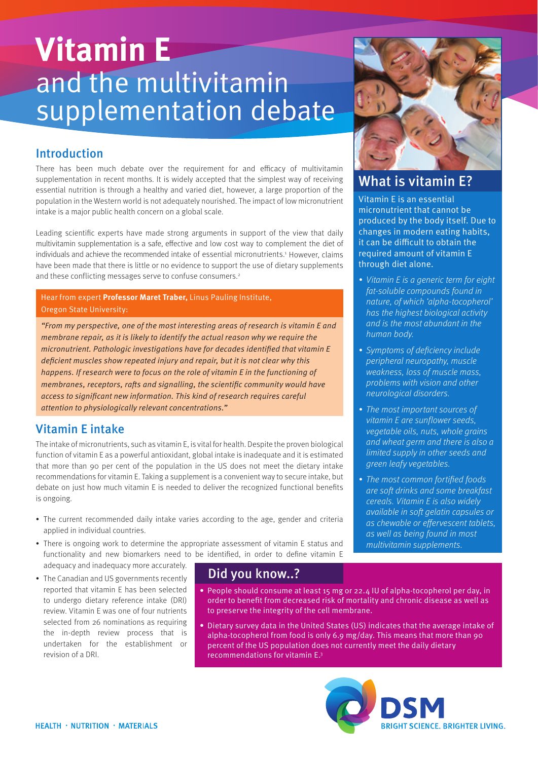# Vitamin E and the multivitamin supplementation debate

## Introduction

There has been much debate over the requirement for and efficacy of multivitamin supplementation in recent months. It is widely accepted that the simplest way of receiving essential nutrition is through a healthy and varied diet, however, a large proportion of the population in the Western world is not adequately nourished. The impact of low micronutrient intake is a major public health concern on a global scale.

Leading scientific experts have made strong arguments in support of the view that daily multivitamin supplementation is a safe, effective and low cost way to complement the diet of individuals and achieve the recommended intake of essential micronutrients.[1] However, claims have been made that there is little or no evidence to support the use of dietary supplements and these conflicting messages serve to confuse consumers.[2]

Hear from expert **Professor Maret Traber,** Linus Pauling Institute, Oregon State University:

*"From my perspective, one of the most interesting areas of research is vitamin E and membrane repair, as it is likely to identify the actual reason why we require the micronutrient. Pathologic investigations have for decades identified that vitamin E deficient muscles show repeated injury and repair, but it is not clear why this happens. If research were to focus on the role of vitamin E in the functioning of membranes, receptors, rafts and signalling, the scientific community would have access to significant new information. This kind of research requires careful attention to physiologically relevant concentrations."*

## Vitamin E intake

The intake of micronutrients, such as vitamin E, is vital for health. Despite the proven biological function of vitamin E as a powerful antioxidant, global intake is inadequate and it is estimated that more than 90 per cent of the population in the US does not meet the dietary intake recommendations for vitamin E. Taking a supplement is a convenient way to secure intake, but debate on just how much vitamin E is needed to deliver the recognized functional benefits is ongoing.

- The current recommended daily intake varies according to the age, gender and criteria applied in individual countries.
- There is ongoing work to determine the appropriate assessment of vitamin E status and functionality and new biomarkers need to be identified, in order to define vitamin E adequacy and inadequacy more accurately.
- The Canadian and US governments recently reported that vitamin E has been selected to undergo dietary reference intake (DRI) review. Vitamin E was one of four nutrients selected from 26 nominations as requiring the in-depth review process that is undertaken for the establishment or revision of a DRI.

## What is vitamin E?

Vitamin E is an essential micronutrient that cannot be produced by the body itself. Due to changes in modern eating habits, it can be difficult to obtain the required amount of vitamin E through diet alone.

- *Vitamin E is a generic term for eight fat-soluble compounds found in nature, of which 'alpha-tocopherol' has the highest biological activity and is the most abundant in the human body.*
- *Symptoms of deficiency include peripheral neuropathy, muscle weakness, loss of muscle mass, problems with vision and other neurological disorders.*
- *The most important sources of vitamin E are sunflower seeds, vegetable oils, nuts, whole grains and wheat germ and there is also a limited supply in other seeds and green leafy vegetables.*
- *The most common fortified foods are soft drinks and some breakfast cereals. Vitamin E is also widely available in soft gelatin capsules or as chewable or effervescent tablets, as well as being found in most multivitamin supplements.*

## Did you know..?

- People should consume at least 15 mg or 22.4 IU of alpha-tocopherol per day, in order to benefit from decreased risk of mortality and chronic disease as well as to preserve the integrity of the cell membrane.
- Dietary survey data in the United States (US) indicates that the average intake of alpha-tocopherol from food is only 6.9 mg/day. This means that more than 90 percent of the US population does not currently meet the daily dietary recommendations for vitamin E.[3]

HEALTH · NUTRITION · MATERIALS

DSM BRIGHT SCIENCE. BRIGHTER LIVING.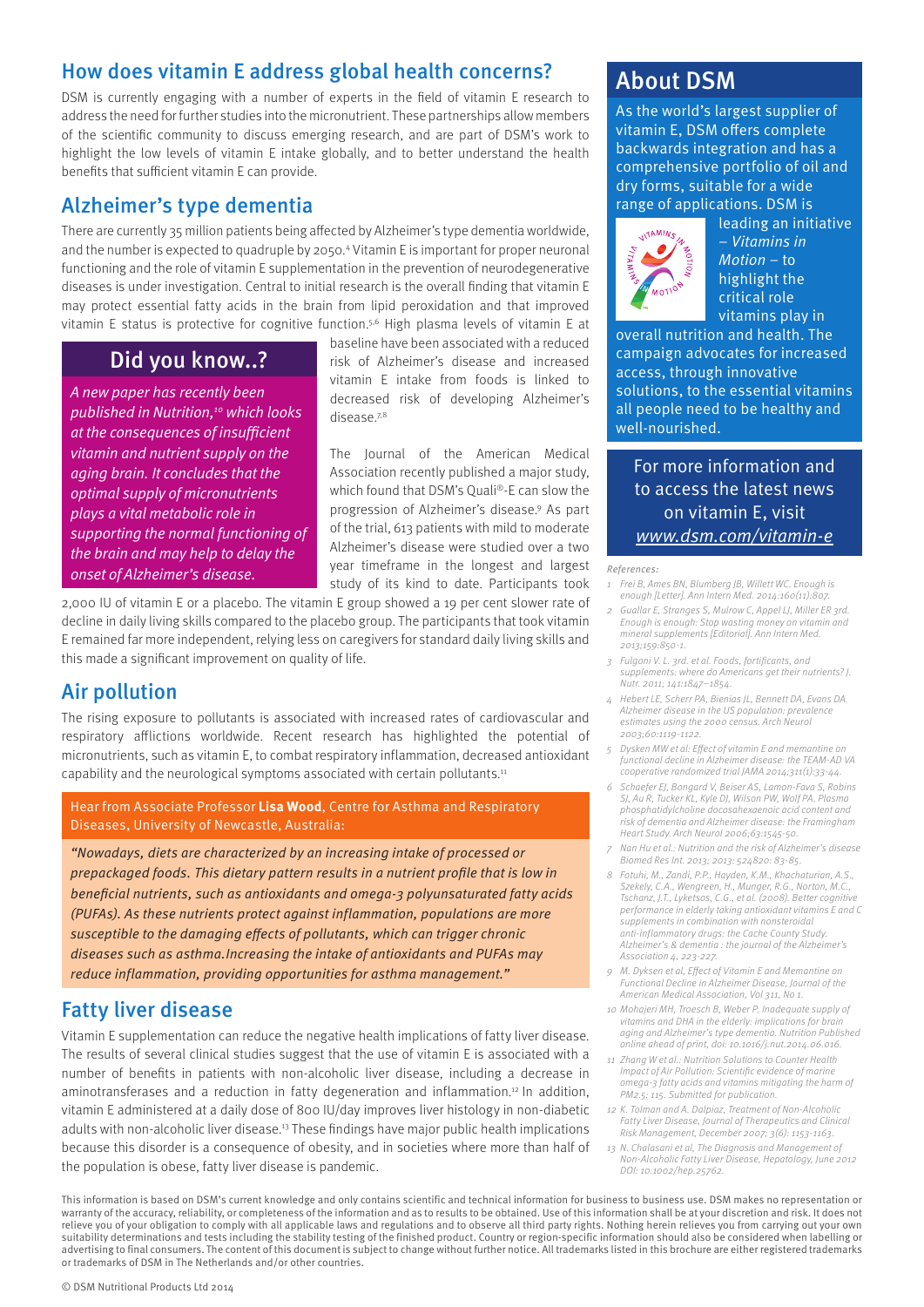## How does vitamin E address global health concerns?

DSM is currently engaging with a number of experts in the field of vitamin E research to address the need for further studies into the micronutrient. These partnerships allow members of the scientific community to discuss emerging research, and are part of DSM's work to highlight the low levels of vitamin E intake globally, and to better understand the health benefits that sufficient vitamin E can provide.

## Alzheimer's type dementia

There are currently 35 million patients being affected by Alzheimer's type dementia worldwide, and the number is expected to quadruple by 2050.[4] Vitamin E is important for proper neuronal functioning and the role of vitamin E supplementation in the prevention of neurodegenerative diseases is under investigation. Central to initial research is the overall finding that vitamin E may protect essential fatty acids in the brain from lipid peroxidation and that improved vitamin E status is protective for cognitive function.[5,6] High plasma levels of vitamin E at baseline have been associated with a reduced risk of Alzheimer's disease and increased vitamin E intake from foods is linked to decreased risk of developing Alzheimer's disease.[7,8]

### Did you know..?

*A new paper has recently been published in Nutrition,[10] which looks at the consequences of insufficient vitamin and nutrient supply on the aging brain. It concludes that the optimal supply of micronutrients plays a vital metabolic role in supporting the normal functioning of the brain and may help to delay the onset of Alzheimer's disease.*

The Journal of the American Medical Association recently published a major study, which found that DSM's Quali®-E can slow the progression of Alzheimer's disease.[9] As part of the trial, 613 patients with mild to moderate Alzheimer's disease were studied over a two year timeframe in the longest and largest study of its kind to date. Participants took 2,000 IU of vitamin E or a placebo. The vitamin E group showed a 19 per cent slower rate of decline in daily living skills compared to the placebo group. The participants that took vitamin E remained far more independent, relying less on caregivers for standard daily living skills and this made a significant improvement on quality of life.

## Air pollution

The rising exposure to pollutants is associated with increased rates of cardiovascular and respiratory afflictions worldwide. Recent research has highlighted the potential of micronutrients, such as vitamin E, to combat respiratory inflammation, decreased antioxidant capability and the neurological symptoms associated with certain pollutants.[11]

Hear from Associate Professor **Lisa Wood**, Centre for Asthma and Respiratory Diseases, University of Newcastle, Australia:

*"Nowadays, diets are characterized by an increasing intake of processed or prepackaged foods. This dietary pattern results in a nutrient profile that is low in beneficial nutrients, such as antioxidants and omega-3 polyunsaturated fatty acids (PUFAs). As these nutrients protect against inflammation, populations are more susceptible to the damaging effects of pollutants, which can trigger chronic diseases such as asthma.Increasing the intake of antioxidants and PUFAs may reduce inflammation, providing opportunities for asthma management."*

## Fatty liver disease

Vitamin E supplementation can reduce the negative health implications of fatty liver disease. The results of several clinical studies suggest that the use of vitamin E is associated with a number of benefits in patients with non-alcoholic liver disease, including a decrease in aminotransferases and a reduction in fatty degeneration and inflammation.[12] In addition, vitamin E administered at a daily dose of 800 IU/day improves liver histology in non-diabetic adults with non-alcoholic liver disease.[13] These findings have major public health implications because this disorder is a consequence of obesity, and in societies where more than half of the population is obese, fatty liver disease is pandemic.

## About DSM

As the world's largest supplier of vitamin E, DSM offers complete backwards integration and has a comprehensive portfolio of oil and dry forms, suitable for a wide range of applications. DSM is leading an initiative – *Vitamins in Motion* – to highlight the critical role vitamins play in overall nutrition and health. The campaign advocates for increased access, through innovative solutions, to the essential vitamins all people need to be healthy and well-nourished.

For more information and to access the latest news on vitamin E, visit *www.dsm.com/vitamin-e*

References:

1. Frei B, Ames BN, Blumberg JB, Willett WC. Enough is enough [Letter]. Ann Intern Med. 2014:160(11):807.
2. Guallar E, Stranges S, Mulrow C, Appel LJ, Miller ER 3rd. Enough is enough: Stop wasting money on vitamin and mineral supplements [Editorial]. Ann Intern Med. 2013;159:850-1.
3. Fulgoni V. L. 3rd. et al. Foods, fortificants, and supplements: where do Americans get their nutrients? J. Nutr. 2011; 141:1847–1854.
4. Hebert LE, Scherr PA, Bienias JL, Bennett DA, Evans DA. Alzheimer disease in the US population: prevalence estimates using the 2000 census. Arch Neurol 2003;60:1119-1122.
5. Dysken MW et al: Effect of vitamin E and memantine on functional decline in Alzheimer disease: the TEAM-AD VA cooperative randomized trial JAMA 2014;311(1):33-44.
6. Schaefer EJ, Bongard V, Beiser AS, Lamon-Fava S, Robins SJ, Au R, Tucker KL, Kyle DJ, Wilson PW, Wolf PA. Plasma phosphatidylcholine docosahexaenoic acid content and risk of dementia and Alzheimer disease: the Framingham Heart Study. Arch Neurol 2006;63:1545-50.
7. Nan Hu et al.: Nutrition and the risk of Alzheimer's disease Biomed Res Int. 2013; 2013: 524820: 83-85.
8. Fotuhi, M., Zandi, P.P., Hayden, K.M., Khachaturian, A.S., Szekely, C.A., Wengreen, H., Munger, R.G., Norton, M.C., Tschanz, J.T., Lyketsos, C.G., et al. (2008). Better cognitive performance in elderly taking antioxidant vitamins E and C supplements in combination with nonsteroidal anti-inflammatory drugs: the Cache County Study. Alzheimer's & dementia : the journal of the Alzheimer's Association 4, 223-227.
9. M. Dyksen et al, Effect of Vitamin E and Memantine on Functional Decline in Alzheimer Disease, Journal of the American Medical Association, Vol 311, No 1.
10. Mohajeri MH, Troesch B, Weber P. Inadequate supply of vitamins and DHA in the elderly: implications for brain aging and Alzheimer's type dementia. Nutrition Published online ahead of print, doi: 10.1016/j.nut.2014.06.016.
11. Zhang W et al.: Nutrition Solutions to Counter Health Impact of Air Pollution: Scientific evidence of marine omega-3 fatty acids and vitamins mitigating the harm of PM2.5: 115. Submitted for publication.
12. K. Tolman and A. Dolpiaz, Treatment of Non-Alcoholic Fatty Liver Disease, Journal of Therapeutics and Clinical Risk Management, December 2007; 3(6): 1153-1163.
13. N. Chalasani et al, The Diagnosis and Management of Non-Alcoholic Fatty Liver Disease, Hepatology, June 2012 DOI: 10.1002/hep.25762.

This information is based on DSM's current knowledge and only contains scientific and technical information for business to business use. DSM makes no representation or warranty of the accuracy, reliability, or completeness of the information and as to results to be obtained. Use of this information shall be at your discretion and risk. It does not relieve you of your obligation to comply with all applicable laws and regulations and to observe all third party rights. Nothing herein relieves you from carrying out your own suitability determinations and tests including the stability testing of the finished product. Country or region-specific information should also be considered when labelling or advertising to final consumers. The content of this document is subject to change without further notice. All trademarks listed in this brochure are either registered trademarks or trademarks of DSM in The Netherlands and/or other countries.

© DSM Nutritional Products Ltd 2014